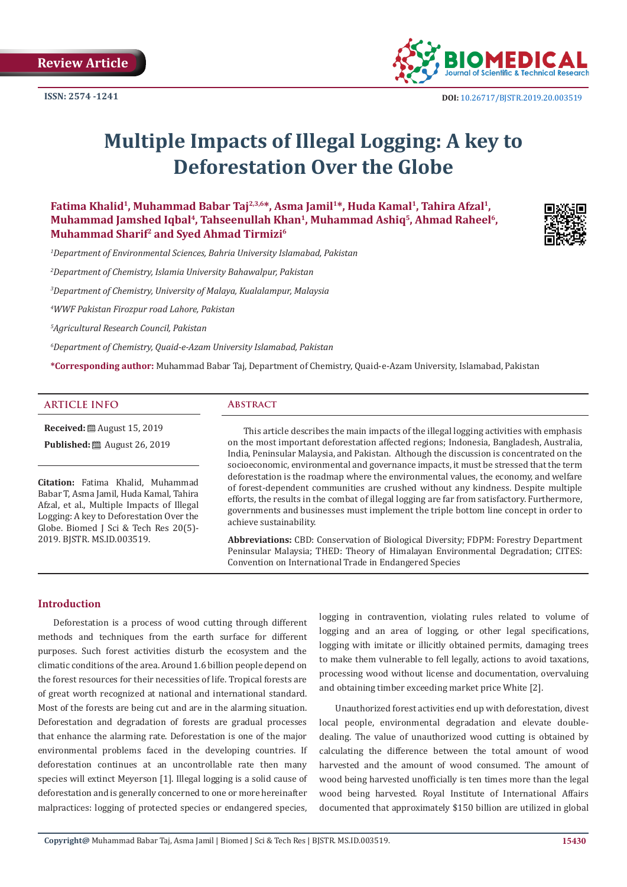Review Article

ISSN: 2574 -1241

DOI: 10.26717/BJSTR.2019.20.003519

# Multiple Impacts of Illegal Logging: A key to Deforestation Over the Globe

**Fatima Khalid[1], Muhammad Babar Taj[2,3,6]*, Asma Jamil[1]*, Huda Kamal[1], Tahira Afzal[1], Muhammad Jamshed Iqbal[4], Tahseenullah Khan[1], Muhammad Ashiq[5], Ahmad Raheel[6], Muhammad Sharif[2] and Syed Ahmad Tirmizi[6]**

*[1]Department of Environmental Sciences, Bahria University Islamabad, Pakistan*

*[2]Department of Chemistry, Islamia University Bahawalpur, Pakistan*

*[3]Department of Chemistry, University of Malaya, Kualalampur, Malaysia*

*[4]WWF Pakistan Firozpur road Lahore, Pakistan*

*[5]Agricultural Research Council, Pakistan*

*[6]Department of Chemistry, Quaid-e-Azam University Islamabad, Pakistan*

**\*Corresponding author:** Muhammad Babar Taj, Department of Chemistry, Quaid-e-Azam University, Islamabad, Pakistan

## ARTICLE INFO

**Received:** August 15, 2019

**Published:** August 26, 2019

**Citation:** Fatima Khalid, Muhammad Babar T, Asma Jamil, Huda Kamal, Tahira Afzal, et al., Multiple Impacts of Illegal Logging: A key to Deforestation Over the Globe. Biomed J Sci & Tech Res 20(5)-2019. BJSTR. MS.ID.003519.

## Abstract

This article describes the main impacts of the illegal logging activities with emphasis on the most important deforestation affected regions; Indonesia, Bangladesh, Australia, India, Peninsular Malaysia, and Pakistan. Although the discussion is concentrated on the socioeconomic, environmental and governance impacts, it must be stressed that the term deforestation is the roadmap where the environmental values, the economy, and welfare of forest-dependent communities are crushed without any kindness. Despite multiple efforts, the results in the combat of illegal logging are far from satisfactory. Furthermore, governments and businesses must implement the triple bottom line concept in order to achieve sustainability.

**Abbreviations:** CBD: Conservation of Biological Diversity; FDPM: Forestry Department Peninsular Malaysia; THED: Theory of Himalayan Environmental Degradation; CITES: Convention on International Trade in Endangered Species

## Introduction

Deforestation is a process of wood cutting through different methods and techniques from the earth surface for different purposes. Such forest activities disturb the ecosystem and the climatic conditions of the area. Around 1.6 billion people depend on the forest resources for their necessities of life. Tropical forests are of great worth recognized at national and international standard. Most of the forests are being cut and are in the alarming situation. Deforestation and degradation of forests are gradual processes that enhance the alarming rate. Deforestation is one of the major environmental problems faced in the developing countries. If deforestation continues at an uncontrollable rate then many species will extinct Meyerson [1]. Illegal logging is a solid cause of deforestation and is generally concerned to one or more hereinafter malpractices: logging of protected species or endangered species, logging in contravention, violating rules related to volume of logging and an area of logging, or other legal specifications, logging with imitate or illicitly obtained permits, damaging trees to make them vulnerable to fell legally, actions to avoid taxations, processing wood without license and documentation, overvaluing and obtaining timber exceeding market price White [2].

Unauthorized forest activities end up with deforestation, divest local people, environmental degradation and elevate double-dealing. The value of unauthorized wood cutting is obtained by calculating the difference between the total amount of wood harvested and the amount of wood consumed. The amount of wood being harvested unofficially is ten times more than the legal wood being harvested. Royal Institute of International Affairs documented that approximately $150 billion are utilized in global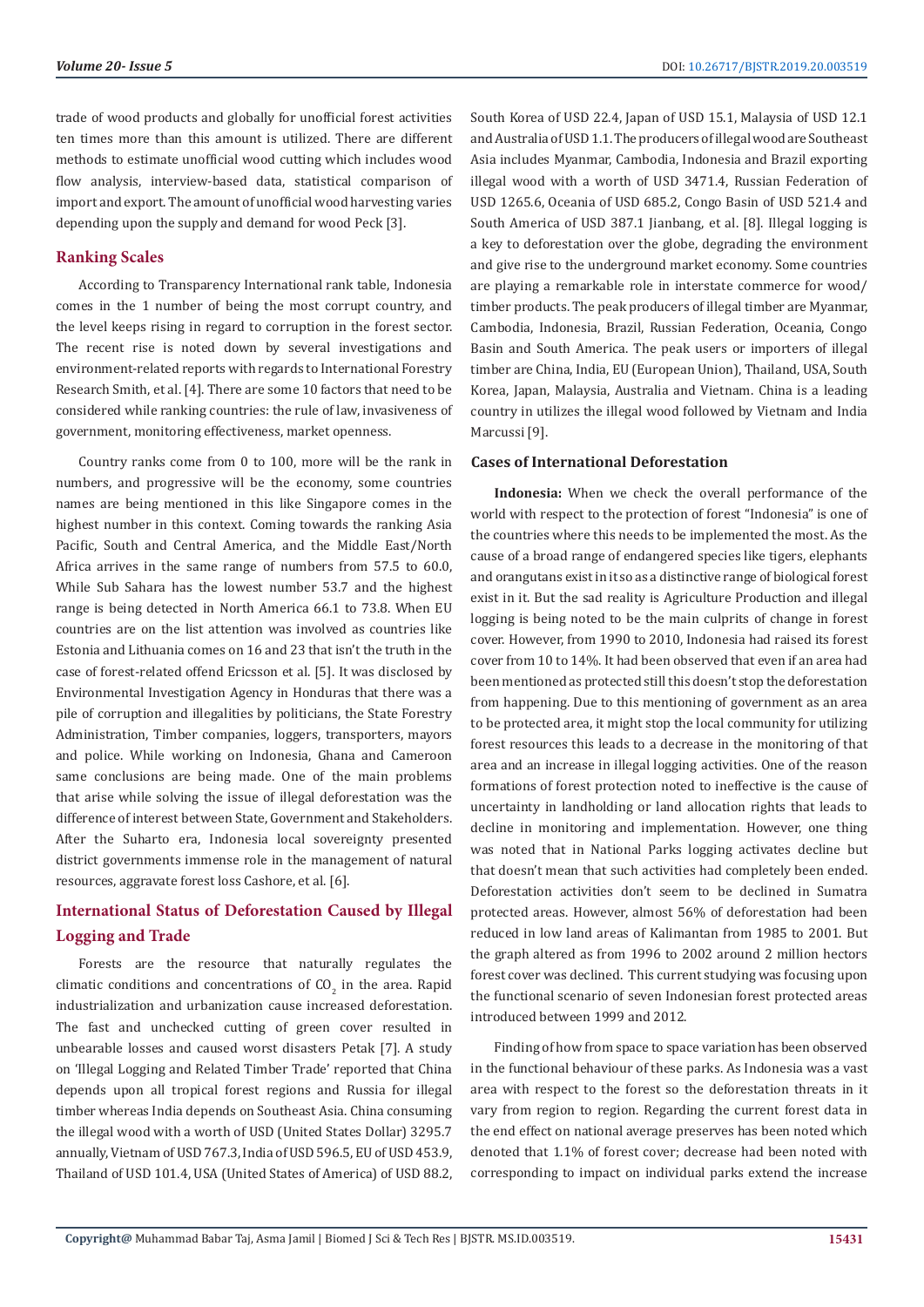trade of wood products and globally for unofficial forest activities ten times more than this amount is utilized. There are different methods to estimate unofficial wood cutting which includes wood flow analysis, interview-based data, statistical comparison of import and export. The amount of unofficial wood harvesting varies depending upon the supply and demand for wood Peck [3].

## Ranking Scales

According to Transparency International rank table, Indonesia comes in the 1 number of being the most corrupt country, and the level keeps rising in regard to corruption in the forest sector. The recent rise is noted down by several investigations and environment-related reports with regards to International Forestry Research Smith, et al. [4]. There are some 10 factors that need to be considered while ranking countries: the rule of law, invasiveness of government, monitoring effectiveness, market openness.

Country ranks come from 0 to 100, more will be the rank in numbers, and progressive will be the economy, some countries names are being mentioned in this like Singapore comes in the highest number in this context. Coming towards the ranking Asia Pacific, South and Central America, and the Middle East/North Africa arrives in the same range of numbers from 57.5 to 60.0, While Sub Sahara has the lowest number 53.7 and the highest range is being detected in North America 66.1 to 73.8. When EU countries are on the list attention was involved as countries like Estonia and Lithuania comes on 16 and 23 that isn't the truth in the case of forest-related offend Ericsson et al. [5]. It was disclosed by Environmental Investigation Agency in Honduras that there was a pile of corruption and illegalities by politicians, the State Forestry Administration, Timber companies, loggers, transporters, mayors and police. While working on Indonesia, Ghana and Cameroon same conclusions are being made. One of the main problems that arise while solving the issue of illegal deforestation was the difference of interest between State, Government and Stakeholders. After the Suharto era, Indonesia local sovereignty presented district governments immense role in the management of natural resources, aggravate forest loss Cashore, et al. [6].

## International Status of Deforestation Caused by Illegal Logging and Trade

Forests are the resource that naturally regulates the climatic conditions and concentrations of $CO_2$ in the area. Rapid industrialization and urbanization cause increased deforestation. The fast and unchecked cutting of green cover resulted in unbearable losses and caused worst disasters Petak [7]. A study on 'Illegal Logging and Related Timber Trade' reported that China depends upon all tropical forest regions and Russia for illegal timber whereas India depends on Southeast Asia. China consuming the illegal wood with a worth of USD (United States Dollar) 3295.7 annually, Vietnam of USD 767.3, India of USD 596.5, EU of USD 453.9, Thailand of USD 101.4, USA (United States of America) of USD 88.2, South Korea of USD 22.4, Japan of USD 15.1, Malaysia of USD 12.1 and Australia of USD 1.1. The producers of illegal wood are Southeast Asia includes Myanmar, Cambodia, Indonesia and Brazil exporting illegal wood with a worth of USD 3471.4, Russian Federation of USD 1265.6, Oceania of USD 685.2, Congo Basin of USD 521.4 and South America of USD 387.1 Jianbang, et al. [8]. Illegal logging is a key to deforestation over the globe, degrading the environment and give rise to the underground market economy. Some countries are playing a remarkable role in interstate commerce for wood/timber products. The peak producers of illegal timber are Myanmar, Cambodia, Indonesia, Brazil, Russian Federation, Oceania, Congo Basin and South America. The peak users or importers of illegal timber are China, India, EU (European Union), Thailand, USA, South Korea, Japan, Malaysia, Australia and Vietnam. China is a leading country in utilizes the illegal wood followed by Vietnam and India Marcussi [9].

### Cases of International Deforestation

**Indonesia:** When we check the overall performance of the world with respect to the protection of forest "Indonesia" is one of the countries where this needs to be implemented the most. As the cause of a broad range of endangered species like tigers, elephants and orangutans exist in it so as a distinctive range of biological forest exist in it. But the sad reality is Agriculture Production and illegal logging is being noted to be the main culprits of change in forest cover. However, from 1990 to 2010, Indonesia had raised its forest cover from 10 to 14%. It had been observed that even if an area had been mentioned as protected still this doesn't stop the deforestation from happening. Due to this mentioning of government as an area to be protected area, it might stop the local community for utilizing forest resources this leads to a decrease in the monitoring of that area and an increase in illegal logging activities. One of the reason formations of forest protection noted to be ineffective is the cause of uncertainty in landholding or land allocation rights that leads to decline in monitoring and implementation. However, one thing was noted that in National Parks logging activates decline but that doesn't mean that such activities had completely been ended. Deforestation activities don't seem to be declined in Sumatra protected areas. However, almost 56% of deforestation had been reduced in low lands of Kalimantan from 1985 to 2001. But the graph altered as from 1996 to 2002 around 2 million hectors forest cover was declined. This current studying was focusing upon the functional scenario of seven Indonesian forest protected areas introduced between 1999 and 2012.

Finding of how from space to space variation has been observed in the functional behaviour of these parks. As Indonesia was a vast area with respect to the forest so the deforestation threats in it vary from region to region. Regarding the current forest data in the end effect on national average preserves has been noted which denoted that 1.1% of forest cover; decrease had been noted with corresponding to impact on individual parks extend the increase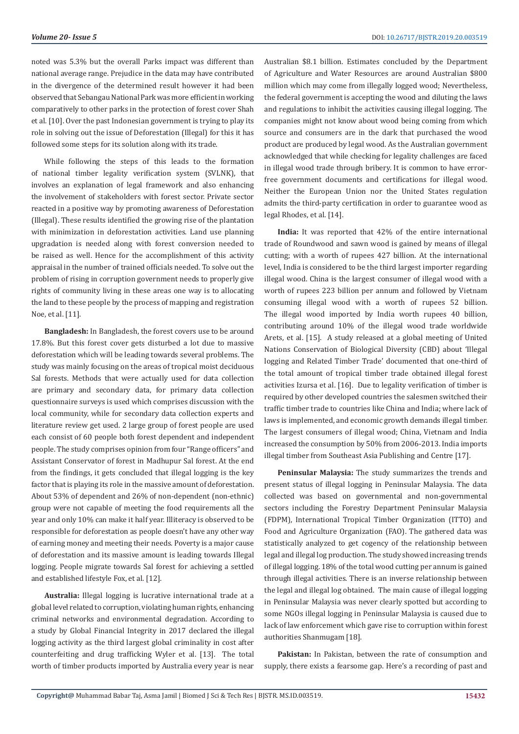noted was 5.3% but the overall Parks impact was different than national average range. Prejudice in the data may have contributed in the divergence of the determined result however it had been observed that Sebangau National Park was more efficient in working comparatively to other parks in the protection of forest cover Shah et al. [10]. Over the past Indonesian government is trying to play its role in solving out the issue of Deforestation (Illegal) for this it has followed some steps for its solution along with its trade.

While following the steps of this leads to the formation of national timber legality verification system (SVLNK), that involves an explanation of legal framework and also enhancing the involvement of stakeholders with forest sector. Private sector reacted in a positive way by promoting awareness of Deforestation (Illegal). These results identified the growing rise of the plantation with minimization in deforestation activities. Land use planning upgradation is needed along with forest conversion needed to be raised as well. Hence for the accomplishment of this activity appraisal in the number of trained officials needed. To solve out the problem of rising in corruption government needs to properly give rights of community living in these areas one way is to allocating the land to these people by the process of mapping and registration Noe, et al. [11].

**Bangladesh:** In Bangladesh, the forest covers use to be around 17.8%. But this forest cover gets disturbed a lot due to massive deforestation which will be leading towards several problems. The study was mainly focusing on the areas of tropical moist deciduous Sal forests. Methods that were actually used for data collection are primary and secondary data, for primary data collection questionnaire surveys is used which comprises discussion with the local community, while for secondary data collection experts and literature review get used. 2 large group of forest people are used each consist of 60 people both forest dependent and independent people. The study comprises opinion from four "Range officers" and Assistant Conservator of forest in Madhupur Sal forest. At the end from the findings, it gets concluded that illegal logging is the key factor that is playing its role in the massive amount of deforestation. About 53% of dependent and 26% of non-dependent (non-ethnic) group were not capable of meeting the food requirements all the year and only 10% can make it half year. Illiteracy is observed to be responsible for deforestation as people doesn't have any other way of earning money and meeting their needs. Poverty is a major cause of deforestation and its massive amount is leading towards Illegal logging. People migrate towards Sal forest for achieving a settled and established lifestyle Fox, et al. [12].

**Australia:** Illegal logging is lucrative international trade at a global level related to corruption, violating human rights, enhancing criminal networks and environmental degradation. According to a study by Global Financial Integrity in 2017 declared the illegal logging activity as the third largest global criminality in cost after counterfeiting and drug trafficking Wyler et al. [13]. The total worth of timber products imported by Australia every year is near Australian $8.1 billion. Estimates concluded by the Department of Agriculture and Water Resources are around Australian $800 million which may come from illegally logged wood; Nevertheless, the federal government is accepting the wood and diluting the laws and regulations to inhibit the activities causing illegal logging. The companies might not know about wood being coming from which source and consumers are in the dark that purchased the wood product are produced by legal wood. As the Australian government acknowledged that while checking for legality challenges are faced in illegal wood trade through bribery. It is common to have error-free government documents and certifications for illegal wood. Neither the European Union nor the United States regulation admits the third-party certification in order to guarantee wood as legal Rhodes, et al. [14].

**India:** It was reported that 42% of the entire international trade of Roundwood and sawn wood is gained by means of illegal cutting; with a worth of rupees 427 billion. At the international level, India is considered to be the third largest importer regarding illegal wood. China is the largest consumer of illegal wood with a worth of rupees 223 billion per annum and followed by Vietnam consuming illegal wood with a worth of rupees 52 billion. The illegal wood imported by India worth rupees 40 billion, contributing around 10% of the illegal wood trade worldwide Arets, et al. [15]. A study released at a global meeting of United Nations Conservation of Biological Diversity (CBD) about 'Illegal logging and Related Timber Trade' documented that one-third of the total amount of tropical timber trade obtained illegal forest activities Izursa et al. [16]. Due to legality verification of timber is required by other developed countries the salesmen switched their traffic timber trade to countries like China and India; where lack of laws is implemented, and economic growth demands illegal timber. The largest consumers of illegal wood; China, Vietnam and India increased the consumption by 50% from 2006-2013. India imports illegal timber from Southeast Asia Publishing and Centre [17].

**Peninsular Malaysia:** The study summarizes the trends and present status of illegal logging in Peninsular Malaysia. The data collected was based on governmental and non-governmental sectors including the Forestry Department Peninsular Malaysia (FDPM), International Tropical Timber Organization (ITTO) and Food and Agriculture Organization (FAO). The gathered data was statistically analyzed to get cogency of the relationship between legal and illegal log production. The study showed increasing trends of illegal logging. 18% of the total wood cutting per annum is gained through illegal activities. There is an inverse relationship between the legal and illegal log obtained. The main cause of illegal logging in Peninsular Malaysia was never clearly spotted but according to some NGOs illegal logging in Peninsular Malaysia is caused due to lack of law enforcement which gave rise to corruption within forest authorities Shanmugam [18].

**Pakistan:** In Pakistan, between the rate of consumption and supply, there exists a fearsome gap. Here's a recording of past and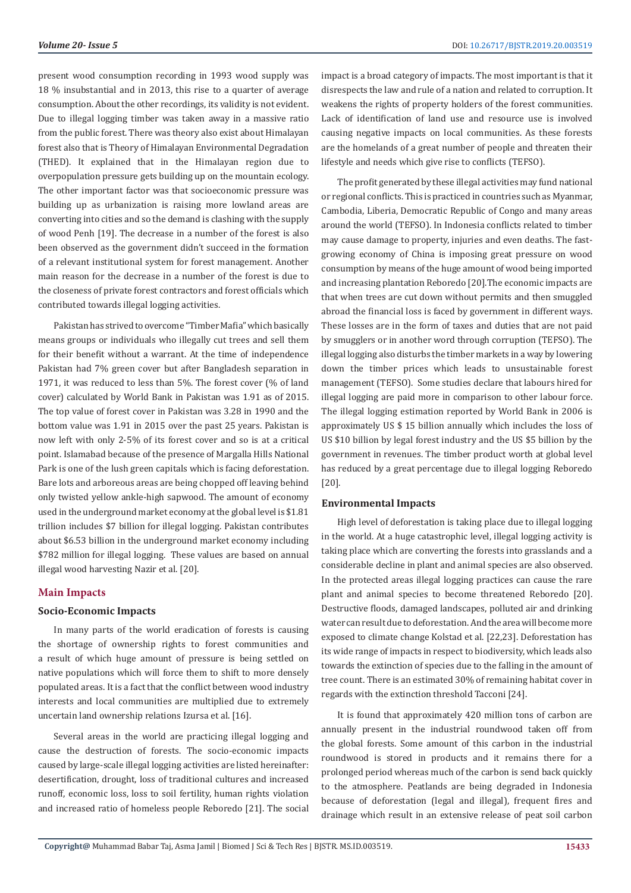present wood consumption recording in 1993 wood supply was 18 % insubstantial and in 2013, this rise to a quarter of average consumption. About the other recordings, its validity is not evident. Due to illegal logging timber was taken away in a massive ratio from the public forest. There was theory also exist about Himalayan forest also that is Theory of Himalayan Environmental Degradation (THED). It explained that in the Himalayan region due to overpopulation pressure gets building up on the mountain ecology. The other important factor was that socioeconomic pressure was building up as urbanization is raising more lowland areas are converting into cities and so the demand is clashing with the supply of wood Penh [19]. The decrease in a number of the forest is also been observed as the government didn't succeed in the formation of a relevant institutional system for forest management. Another main reason for the decrease in a number of the forest is due to the closeness of private forest contractors and forest officials which contributed towards illegal logging activities.

Pakistan has strived to overcome "Timber Mafia" which basically means groups or individuals who illegally cut trees and sell them for their benefit without a warrant. At the time of independence Pakistan had 7% green cover but after Bangladesh separation in 1971, it was reduced to less than 5%. The forest cover (% of land cover) calculated by World Bank in Pakistan was 1.91 as of 2015. The top value of forest cover in Pakistan was 3.28 in 1990 and the bottom value was 1.91 in 2015 over the past 25 years. Pakistan is now left with only 2-5% of its forest cover and so is at a critical point. Islamabad because of the presence of Margalla Hills National Park is one of the lush green capitals which is facing deforestation. Bare lots and arboreous areas are being chopped off leaving behind only twisted yellow ankle-high sapwood. The amount of economy used in the underground market economy at the global level is $1.81 trillion includes $7 billion for illegal logging. Pakistan contributes about $6.53 billion in the underground market economy including $782 million for illegal logging. These values are based on annual illegal wood harvesting Nazir et al. [20].

## Main Impacts

### Socio-Economic Impacts

In many parts of the world eradication of forests is causing the shortage of ownership rights to forest communities and a result of which huge amount of pressure is being settled on native populations which will force them to shift to more densely populated areas. It is a fact that the conflict between wood industry interests and local communities are multiplied due to extremely uncertain land ownership relations Izursa et al. [16].

Several areas in the world are practicing illegal logging and cause the destruction of forests. The socio-economic impacts caused by large-scale illegal logging activities are listed hereinafter: desertification, drought, loss of traditional cultures and increased runoff, economic loss, loss to soil fertility, human rights violation and increased ratio of homeless people Reboredo [21]. The social impact is a broad category of impacts. The most important is that it disrespects the law and rule of a nation and related to corruption. It weakens the rights of property holders of the forest communities. Lack of identification of land use and resource use is involved causing negative impacts on local communities. As these forests are the homelands of a great number of people and threaten their lifestyle and needs which give rise to conflicts (TEFSO).

The profit generated by these illegal activities may fund national or regional conflicts. This is practiced in countries such as Myanmar, Cambodia, Liberia, Democratic Republic of Congo and many areas around the world (TEFSO). In Indonesia conflicts related to timber may cause damage to property, injuries and even deaths. The fast-growing economy of China is imposing great pressure on wood consumption by means of the huge amount of wood being imported and increasing plantation Reboredo [20].The economic impacts are that when trees are cut down without permits and then smuggled abroad the financial loss is faced by government in different ways. These losses are in the form of taxes and duties that are not paid by smugglers or in another word through corruption (TEFSO). The illegal logging also disturbs the timber markets in a way by lowering down the timber prices which leads to unsustainable forest management (TEFSO). Some studies declare that labours hired for illegal logging are paid more in comparison to other labour force. The illegal logging estimation reported by World Bank in 2006 is approximately US $ 15 billion annually which includes the loss of US $10 billion by legal forest industry and the US $5 billion by the government in revenues. The timber product worth at global level has reduced by a great percentage due to illegal logging Reboredo [20].

### Environmental Impacts

High level of deforestation is taking place due to illegal logging in the world. At a huge catastrophic level, illegal logging activity is taking place which are converting the forests into grasslands and a considerable decline in plant and animal species are also observed. In the protected areas illegal logging practices can cause the rare plant and animal species to become threatened Reboredo [20]. Destructive floods, damaged landscapes, polluted air and drinking water can result due to deforestation. And the area will become more exposed to climate change Kolstad et al. [22,23]. Deforestation has its wide range of impacts in respect to biodiversity, which leads also towards the extinction of species due to the falling in the amount of tree count. There is an estimated 30% of remaining habitat cover in regards with the extinction threshold Tacconi [24].

It is found that approximately 420 million tons of carbon are annually present in the industrial roundwood taken off from the global forests. Some amount of this carbon in the industrial roundwood is stored in products and it remains there for a prolonged period whereas much of the carbon is send back quickly to the atmosphere. Peatlands are being degraded in Indonesia because of deforestation (legal and illegal), frequent fires and drainage which result in an extensive release of peat soil carbon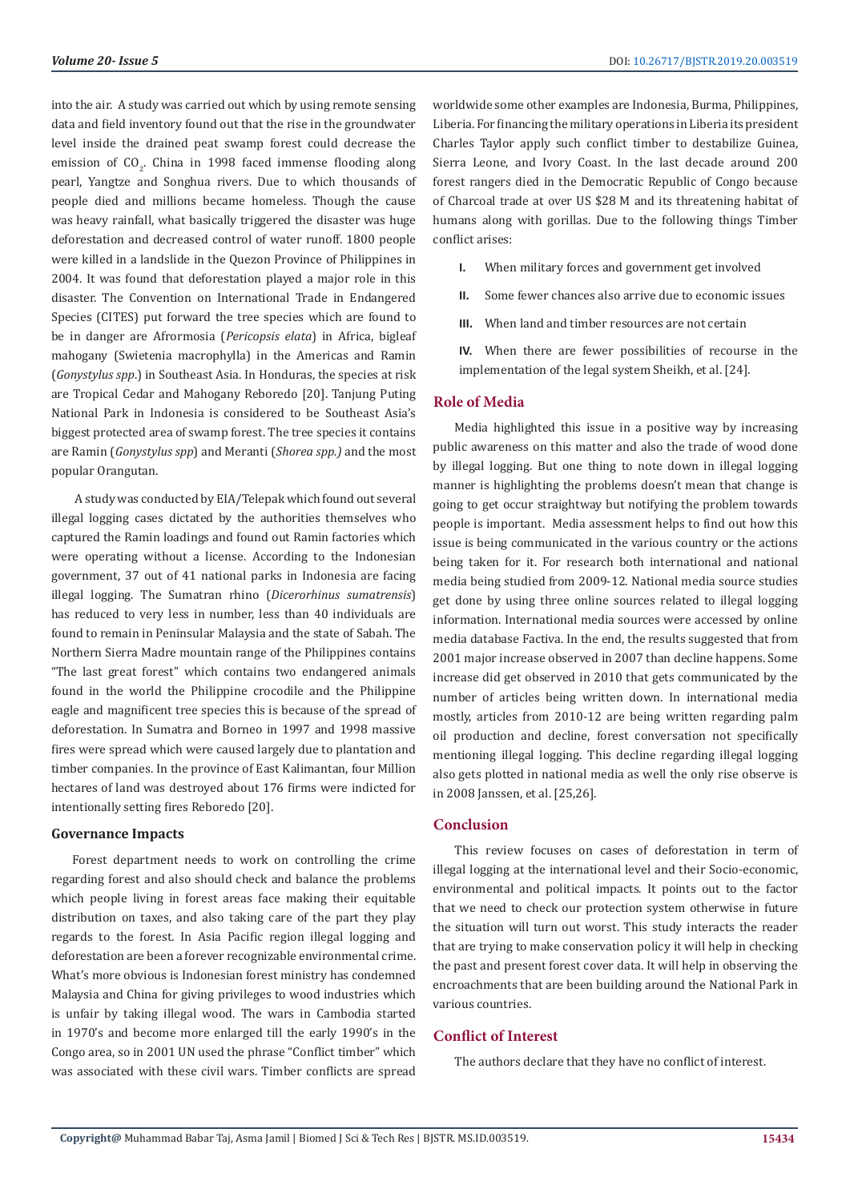into the air. A study was carried out which by using remote sensing data and field inventory found out that the rise in the groundwater level inside the drained peat swamp forest could decrease the emission of $CO_2$. China in 1998 faced immense flooding along pearl, Yangtze and Songhua rivers. Due to which thousands of people died and millions became homeless. Though the cause was heavy rainfall, what basically triggered the disaster was huge deforestation and decreased control of water runoff. 1800 people were killed in a landslide in the Quezon Province of Philippines in 2004. It was found that deforestation played a major role in this disaster. The Convention on International Trade in Endangered Species (CITES) put forward the tree species which are found to be in danger are Afrormosia (*Pericopsis elata*) in Africa, bigleaf mahogany (Swietenia macrophylla) in the Americas and Ramin (*Gonystylus spp*.) in Southeast Asia. In Honduras, the species at risk are Tropical Cedar and Mahogany Reboredo [20]. Tanjung Puting National Park in Indonesia is considered to be Southeast Asia's biggest protected area of swamp forest. The tree species it contains are Ramin (*Gonystylus spp*) and Meranti (*Shorea spp.)* and the most popular Orangutan.

A study was conducted by EIA/Telepak which found out several illegal logging cases dictated by the authorities themselves who captured the Ramin loadings and found out Ramin factories which were operating without a license. According to the Indonesian government, 37 out of 41 national parks in Indonesia are facing illegal logging. The Sumatran rhino (*Dicerorhinus sumatrensis*) has reduced to very less in number, less than 40 individuals are found to remain in Peninsular Malaysia and the state of Sabah. The Northern Sierra Madre mountain range of the Philippines contains "The last great forest" which contains two endangered animals found in the world the Philippine crocodile and the Philippine eagle and magnificent tree species this is because of the spread of deforestation. In Sumatra and Borneo in 1997 and 1998 massive fires were spread which were caused largely due to plantation and timber companies. In the province of East Kalimantan, four Million hectares of land was destroyed about 176 firms were indicted for intentionally setting fires Reboredo [20].

### Governance Impacts

Forest department needs to work on controlling the crime regarding forest and also should check and balance the problems which people living in forest areas face making their equitable distribution on taxes, and also taking care of the part they play regards to the forest. In Asia Pacific region illegal logging and deforestation are been a forever recognizable environmental crime. What's more obvious is Indonesian forest ministry has condemned Malaysia and China for giving privileges to wood industries which is unfair by taking illegal wood. The wars in Cambodia started in 1970's and become more enlarged till the early 1990's in the Congo area, so in 2001 UN used the phrase "Conflict timber" which was associated with these civil wars. Timber conflicts are spread worldwide some other examples are Indonesia, Burma, Philippines, Liberia. For financing the military operations in Liberia its president Charles Taylor apply such conflict timber to destabilize Guinea, Sierra Leone, and Ivory Coast. In the last decade around 200 forest rangers died in the Democratic Republic of Congo because of Charcoal trade at over US $28 M and its threatening habitat of humans along with gorillas. Due to the following things Timber conflict arises:

I. When military forces and government get involved

II. Some fewer chances also arrive due to economic issues

III. When land and timber resources are not certain

IV. When there are fewer possibilities of recourse in the implementation of the legal system Sheikh, et al. [24].

## Role of Media

Media highlighted this issue in a positive way by increasing public awareness on this matter and also the trade of wood done by illegal logging. But one thing to note down in illegal logging manner is highlighting the problems doesn't mean that change is going to get occur straightway but notifying the problem towards people is important. Media assessment helps to find out how this issue is being communicated in the various country or the actions being taken for it. For research both international and national media being studied from 2009-12. National media source studies get done by using three online sources related to illegal logging information. International media sources were accessed by online media database Factiva. In the end, the results suggested that from 2001 major increase observed in 2007 than decline happens. Some increase did get observed in 2010 that gets communicated by the number of articles being written down. In international media mostly, articles from 2010-12 are being written regarding palm oil production and decline, forest conversation not specifically mentioning illegal logging. This decline regarding illegal logging also gets plotted in national media as well the only rise observe is in 2008 Janssen, et al. [25,26].

## Conclusion

This review focuses on cases of deforestation in term of illegal logging at the international level and their Socio-economic, environmental and political impacts. It points out to the factor that we need to check our protection system otherwise in future the situation will turn out worst. This study interacts the reader that are trying to make conservation policy it will help in checking the past and present forest cover data. It will help in observing the encroachments that are been building around the National Park in various countries.

## Conflict of Interest

The authors declare that they have no conflict of interest.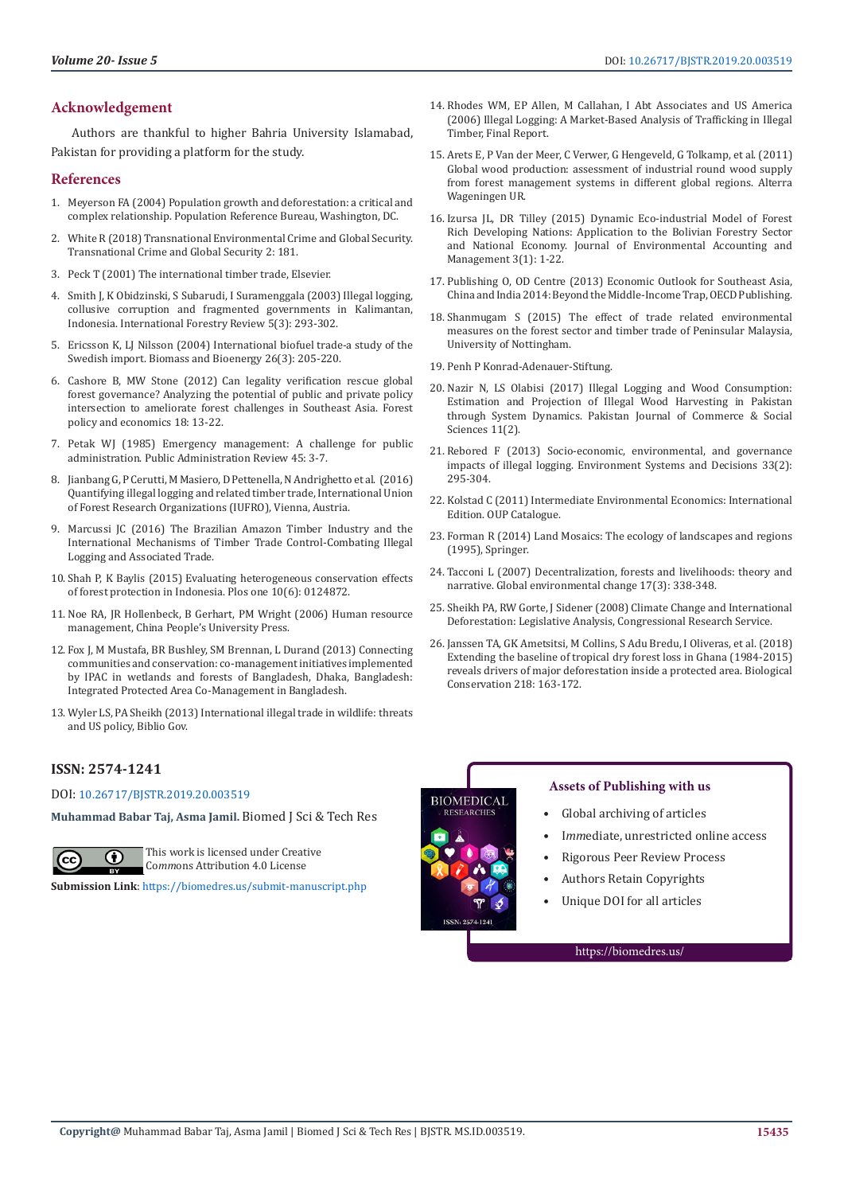## Acknowledgement

Authors are thankful to higher Bahria University Islamabad, Pakistan for providing a platform for the study.

## References

1. Meyerson FA (2004) Population growth and deforestation: a critical and complex relationship. Population Reference Bureau, Washington, DC.
2. White R (2018) Transnational Environmental Crime and Global Security. Transnational Crime and Global Security 2: 181.
3. Peck T (2001) The international timber trade, Elsevier.
4. Smith J, K Obidzinski, S Subarudi, I Suramenggala (2003) Illegal logging, collusive corruption and fragmented governments in Kalimantan, Indonesia. International Forestry Review 5(3): 293-302.
5. Ericsson K, LJ Nilsson (2004) International biofuel trade-a study of the Swedish import. Biomass and Bioenergy 26(3): 205-220.
6. Cashore B, MW Stone (2012) Can legality verification rescue global forest governance? Analyzing the potential of public and private policy intersection to ameliorate forest challenges in Southeast Asia. Forest policy and economics 18: 13-22.
7. Petak WJ (1985) Emergency management: A challenge for public administration. Public Administration Review 45: 3-7.
8. Jianbang G, P Cerutti, M Masiero, D Pettenella, N Andrighetto et al. (2016) Quantifying illegal logging and related timber trade, International Union of Forest Research Organizations (IUFRO), Vienna, Austria.
9. Marcussi JC (2016) The Brazilian Amazon Timber Industry and the International Mechanisms of Timber Trade Control-Combating Illegal Logging and Associated Trade.
10. Shah P, K Baylis (2015) Evaluating heterogeneous conservation effects of forest protection in Indonesia. Plos one 10(6): 0124872.
11. Noe RA, JR Hollenbeck, B Gerhart, PM Wright (2006) Human resource management, China People's University Press.
12. Fox J, M Mustafa, BR Bushley, SM Brennan, L Durand (2013) Connecting communities and conservation: co-management initiatives implemented by IPAC in wetlands and forests of Bangladesh, Dhaka, Bangladesh: Integrated Protected Area Co-Management in Bangladesh.
13. Wyler LS, PA Sheikh (2013) International illegal trade in wildlife: threats and US policy, Biblio Gov.
14. Rhodes WM, EP Allen, M Callahan, I Abt Associates and US America (2006) Illegal Logging: A Market-Based Analysis of Trafficking in Illegal Timber, Final Report.
15. Arets E, P Van der Meer, C Verwer, G Hengeveld, G Tolkamp, et al. (2011) Global wood production: assessment of industrial round wood supply from forest management systems in different global regions. Alterra Wageningen UR.
16. Izursa JL, DR Tilley (2015) Dynamic Eco-industrial Model of Forest Rich Developing Nations: Application to the Bolivian Forestry Sector and National Economy. Journal of Environmental Accounting and Management 3(1): 1-22.
17. Publishing O, OD Centre (2013) Economic Outlook for Southeast Asia, China and India 2014: Beyond the Middle-Income Trap, OECD Publishing.
18. Shanmugam S (2015) The effect of trade related environmental measures on the forest sector and timber trade of Peninsular Malaysia, University of Nottingham.
19. Penh P Konrad-Adenauer-Stiftung.
20. Nazir N, LS Olabisi (2017) Illegal Logging and Wood Consumption: Estimation and Projection of Illegal Wood Harvesting in Pakistan through System Dynamics. Pakistan Journal of Commerce & Social Sciences 11(2).
21. Rebored F (2013) Socio-economic, environmental, and governance impacts of illegal logging. Environment Systems and Decisions 33(2): 295-304.
22. Kolstad C (2011) Intermediate Environmental Economics: International Edition. OUP Catalogue.
23. Forman R (2014) Land Mosaics: The ecology of landscapes and regions (1995), Springer.
24. Tacconi L (2007) Decentralization, forests and livelihoods: theory and narrative. Global environmental change 17(3): 338-348.
25. Sheikh PA, RW Gorte, J Sidener (2008) Climate Change and International Deforestation: Legislative Analysis, Congressional Research Service.
26. Janssen TA, GK Ametsitsi, M Collins, S Adu Bredu, I Oliveras, et al. (2018) Extending the baseline of tropical dry forest loss in Ghana (1984-2015) reveals drivers of major deforestation inside a protected area. Biological Conservation 218: 163-172.

**ISSN: 2574-1241**

DOI: 10.26717/BJSTR.2019.20.003519

**Muhammad Babar Taj, Asma Jamil.** Biomed J Sci & Tech Res

This work is licensed under Creative Commons Attribution 4.0 License

**Submission Link**: https://biomedres.us/submit-manuscript.php

**Assets of Publishing with us**

- Global archiving of articles
- Immediate, unrestricted online access
- Rigorous Peer Review Process
- Authors Retain Copyrights
- Unique DOI for all articles

https://biomedres.us/